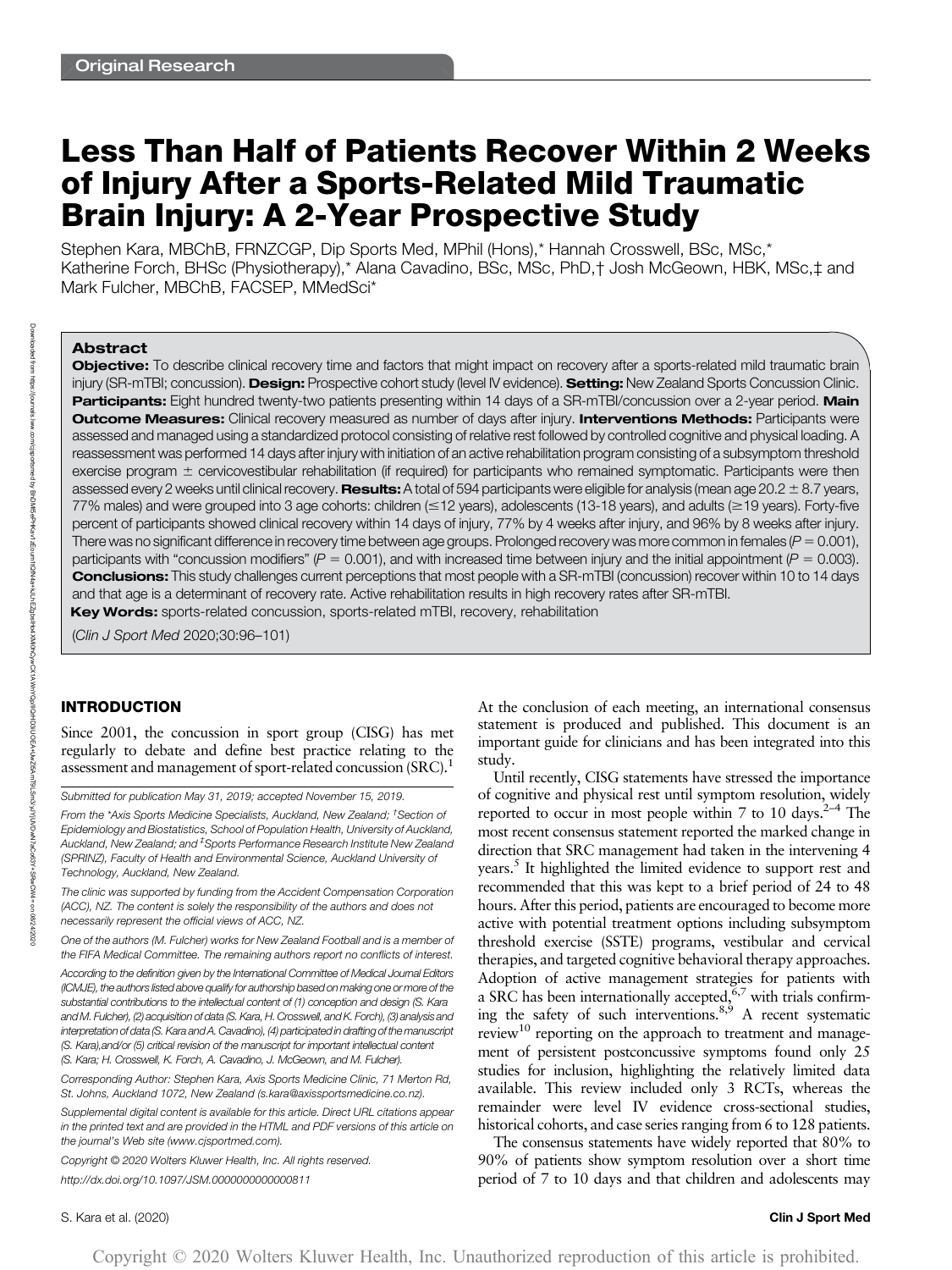Original Research

# Less Than Half of Patients Recover Within 2 Weeks of Injury After a Sports-Related Mild Traumatic Brain Injury: A 2-Year Prospective Study

Stephen Kara, MBChB, FRNZCGP, Dip Sports Med, MPhil (Hons),* Hannah Crosswell, BSc, MSc,* Katherine Forch, BHSc (Physiotherapy),* Alana Cavadino, BSc, MSc, PhD,† Josh McGeown, HBK, MSc,‡ and Mark Fulcher, MBChB, FACSEP, MMedSci*

## Abstract

**Objective:** To describe clinical recovery time and factors that might impact on recovery after a sports-related mild traumatic brain injury (SR-mTBI; concussion). **Design:** Prospective cohort study (level IV evidence). **Setting:** New Zealand Sports Concussion Clinic. **Participants:** Eight hundred twenty-two patients presenting within 14 days of a SR-mTBI/concussion over a 2-year period. **Main Outcome Measures:** Clinical recovery measured as number of days after injury. **Interventions Methods:** Participants were assessed and managed using a standardized protocol consisting of relative rest followed by controlled cognitive and physical loading. A reassessment was performed 14 days after injury with initiation of an active rehabilitation program consisting of a subsymptom threshold exercise program ± cervicovestibular rehabilitation (if required) for participants who remained symptomatic. Participants were then assessed every 2 weeks until clinical recovery. **Results:** A total of 594 participants were eligible for analysis (mean age 20.2 ± 8.7 years, 77% males) and were grouped into 3 age cohorts: children (≤12 years), adolescents (13-18 years), and adults (≥19 years). Forty-five percent of participants showed clinical recovery within 14 days of injury, 77% by 4 weeks after injury, and 96% by 8 weeks after injury. There was no significant difference in recovery time between age groups. Prolonged recovery was more common in females ($P = 0.001$), participants with "concussion modifiers" ($P = 0.001$), and with increased time between injury and the initial appointment ($P = 0.003$). **Conclusions:** This study challenges current perceptions that most people with a SR-mTBI (concussion) recover within 10 to 14 days and that age is a determinant of recovery rate. Active rehabilitation results in high recovery rates after SR-mTBI.

**Key Words:** sports-related concussion, sports-related mTBI, recovery, rehabilitation

(*Clin J Sport Med* 2020;30:96–101)

## INTRODUCTION

Since 2001, the concussion in sport group (CISG) has met regularly to debate and define best practice relating to the assessment and management of sport-related concussion (SRC).[1] At the conclusion of each meeting, an international consensus statement is produced and published. This document is an important guide for clinicians and has been integrated into this study.

Until recently, CISG statements have stressed the importance of cognitive and physical rest until symptom resolution, widely reported to occur in most people within 7 to 10 days.[2–4] The most recent consensus statement reported the marked change in direction that SRC management had taken in the intervening 4 years.[5] It highlighted the limited evidence to support rest and recommended that this was kept to a brief period of 24 to 48 hours. After this period, patients are encouraged to become more active with potential treatment options including subsymptom threshold exercise (SSTE) programs, vestibular and cervical therapies, and targeted cognitive behavioral therapy approaches. Adoption of active management strategies for patients with a SRC has been internationally accepted,[6,7] with trials confirming the safety of such interventions.[8,9] A recent systematic review[10] reporting on the approach to treatment and management of persistent postconcussive symptoms found only 25 studies for inclusion, highlighting the relatively limited data available. This review included only 3 RCTs, whereas the remainder were level IV evidence cross-sectional studies, historical cohorts, and case series ranging from 6 to 128 patients.

The consensus statements have widely reported that 80% to 90% of patients show symptom resolution over a short time period of 7 to 10 days and that children and adolescents may

---

*Submitted for publication May 31, 2019; accepted November 15, 2019.*

*From the \*Axis Sports Medicine Specialists, Auckland, New Zealand; †Section of Epidemiology and Biostatistics, School of Population Health, University of Auckland, Auckland, New Zealand; and ‡Sports Performance Research Institute New Zealand (SPRINZ), Faculty of Health and Environmental Science, Auckland University of Technology, Auckland, New Zealand.*

*The clinic was supported by funding from the Accident Compensation Corporation (ACC), NZ. The content is solely the responsibility of the authors and does not necessarily represent the official views of ACC, NZ.*

*One of the authors (M. Fulcher) works for New Zealand Football and is a member of the FIFA Medical Committee. The remaining authors report no conflicts of interest.*

*According to the definition given by the International Committee of Medical Journal Editors (ICMJE), the authors listed above qualify for authorship based on making one or more of the substantial contributions to the intellectual content of (1) conception and design (S. Kara and M. Fulcher), (2) acquisition of data (S. Kara, H. Crosswell, and K. Forch), (3) analysis and interpretation of data (S. Kara and A. Cavadino), (4) participated in drafting of the manuscript (S. Kara),and/or (5) critical revision of the manuscript for important intellectual content (S. Kara; H. Crosswell, K. Forch, A. Cavadino, J. McGeown, and M. Fulcher).*

*Corresponding Author: Stephen Kara, Axis Sports Medicine Clinic, 71 Merton Rd, St. Johns, Auckland 1072, New Zealand (s.kara@axissportsmedicine.co.nz).*

*Supplemental digital content is available for this article. Direct URL citations appear in the printed text and are provided in the HTML and PDF versions of this article on the journal's Web site (www.cjsportmed.com).*

*Copyright © 2020 Wolters Kluwer Health, Inc. All rights reserved.*

*http://dx.doi.org/10.1097/JSM.0000000000000811*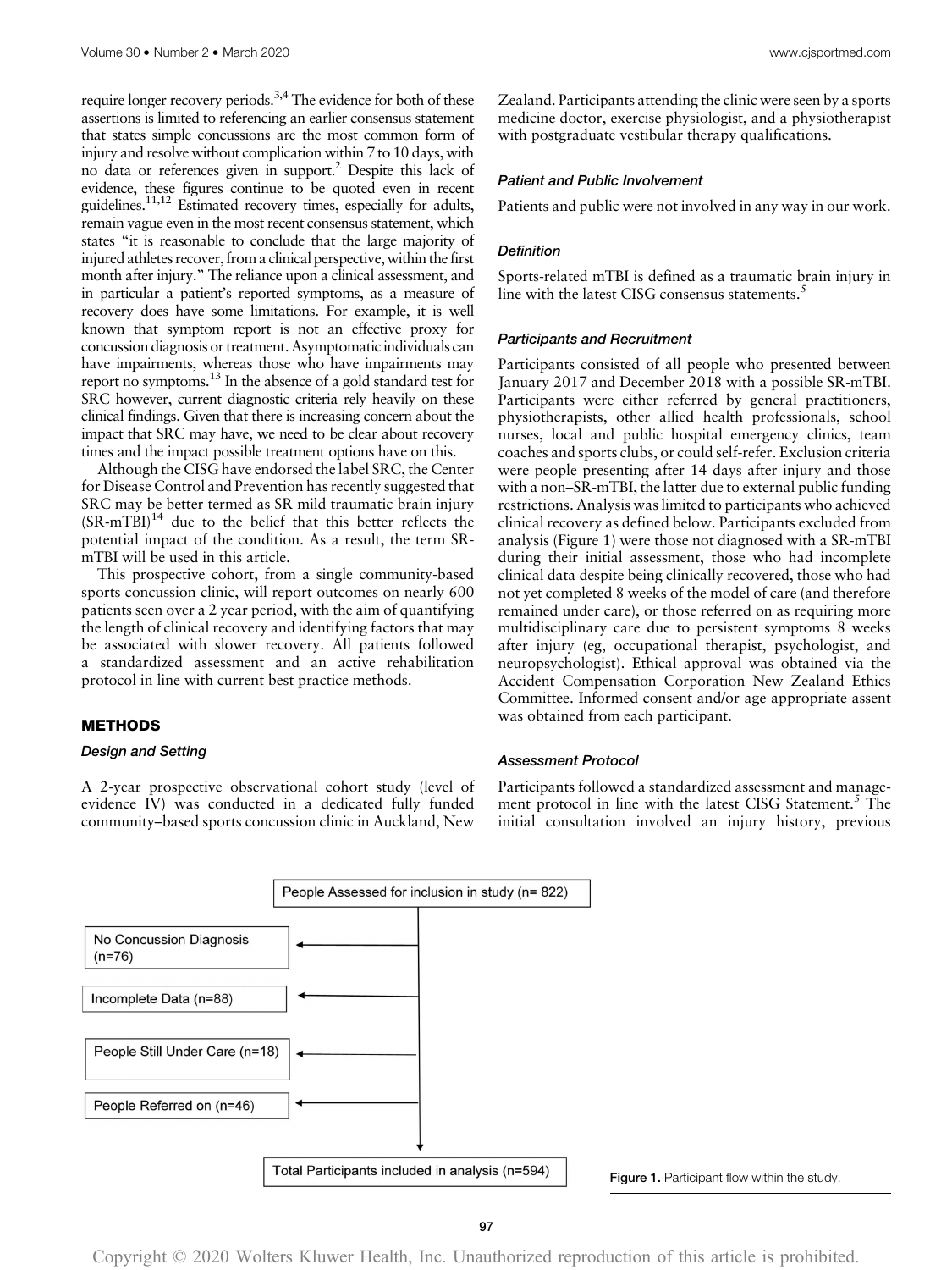require longer recovery periods.[3,4] The evidence for both of these assertions is limited to referencing an earlier consensus statement that states simple concussions are the most common form of injury and resolve without complication within 7 to 10 days, with no data or references given in support.[2] Despite this lack of evidence, these figures continue to be quoted even in recent guidelines.[11,12] Estimated recovery times, especially for adults, remain vague even in the most recent consensus statement, which states "it is reasonable to conclude that the large majority of injured athletes recover, from a clinical perspective, within the first month after injury." The reliance upon a clinical assessment, and in particular a patient's reported symptoms, as a measure of recovery does have some limitations. For example, it is well known that symptom report is not an effective proxy for concussion diagnosis or treatment. Asymptomatic individuals can have impairments, whereas those who have impairments may report no symptoms.[13] In the absence of a gold standard test for SRC however, current diagnostic criteria rely heavily on these clinical findings. Given that there is increasing concern about the impact that SRC may have, we need to be clear about recovery times and the impact possible treatment options have on this.

Although the CISG have endorsed the label SRC, the Center for Disease Control and Prevention has recently suggested that SRC may be better termed as SR mild traumatic brain injury (SR-mTBI)[14] due to the belief that this better reflects the potential impact of the condition. As a result, the term SR-mTBI will be used in this article.

This prospective cohort, from a single community-based sports concussion clinic, will report outcomes on nearly 600 patients seen over a 2 year period, with the aim of quantifying the length of clinical recovery and identifying factors that may be associated with slower recovery. All patients followed a standardized assessment and an active rehabilitation protocol in line with current best practice methods.

## METHODS

### Design and Setting

A 2-year prospective observational cohort study (level of evidence IV) was conducted in a dedicated fully funded community–based sports concussion clinic in Auckland, New Zealand. Participants attending the clinic were seen by a sports medicine doctor, exercise physiologist, and a physiotherapist with postgraduate vestibular therapy qualifications.

### Patient and Public Involvement

Patients and public were not involved in any way in our work.

### Definition

Sports-related mTBI is defined as a traumatic brain injury in line with the latest CISG consensus statements.[5]

### Participants and Recruitment

Participants consisted of all people who presented between January 2017 and December 2018 with a possible SR-mTBI. Participants were either referred by general practitioners, physiotherapists, other allied health professionals, school nurses, local and public hospital emergency clinics, team coaches and sports clubs, or could self-refer. Exclusion criteria were people presenting after 14 days after injury and those with a non–SR-mTBI, the latter due to external public funding restrictions. Analysis was limited to participants who achieved clinical recovery as defined below. Participants excluded from analysis (Figure 1) were those not diagnosed with a SR-mTBI during their initial assessment, those who had incomplete clinical data despite being clinically recovered, those who had not yet completed 8 weeks of the model of care (and therefore remained under care), or those referred on as requiring more multidisciplinary care due to persistent symptoms 8 weeks after injury (eg, occupational therapist, psychologist, and neuropsychologist). Ethical approval was obtained via the Accident Compensation Corporation New Zealand Ethics Committee. Informed consent and/or age appropriate assent was obtained from each participant.

### Assessment Protocol

Participants followed a standardized assessment and management protocol in line with the latest CISG Statement.[5] The initial consultation involved an injury history, previous

People Assessed for inclusion in study (n= 822)

- No Concussion Diagnosis (n=76)
- Incomplete Data (n=88)
- People Still Under Care (n=18)
- People Referred on (n=46)

Total Participants included in analysis (n=594)

**Figure 1.** Participant flow within the study.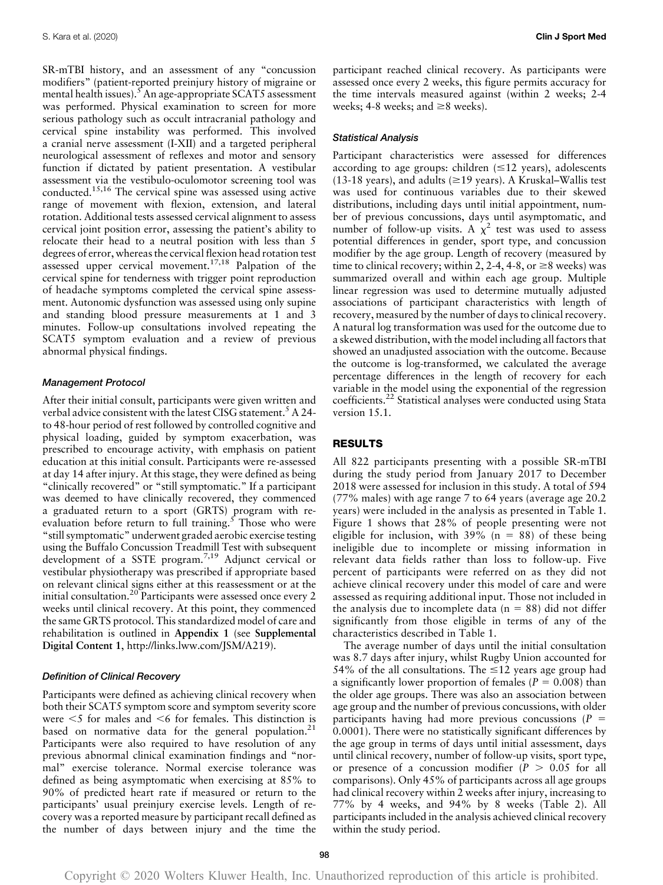SR-mTBI history, and an assessment of any "concussion modifiers" (patient-reported preinjury history of migraine or mental health issues).[5] An age-appropriate SCAT5 assessment was performed. Physical examination to screen for more serious pathology such as occult intracranial pathology and cervical spine instability was performed. This involved a cranial nerve assessment (I-XII) and a targeted peripheral neurological assessment of reflexes and motor and sensory function if dictated by patient presentation. A vestibular assessment via the vestibulo-oculomotor screening tool was conducted.[15,16] The cervical spine was assessed using active range of movement with flexion, extension, and lateral rotation. Additional tests assessed cervical alignment to assess cervical joint position error, assessing the patient's ability to relocate their head to a neutral position with less than 5 degrees of error, whereas the cervical flexion head rotation test assessed upper cervical movement.[17,18] Palpation of the cervical spine for tenderness with trigger point reproduction of headache symptoms completed the cervical spine assessment. Autonomic dysfunction was assessed using only supine and standing blood pressure measurements at 1 and 3 minutes. Follow-up consultations involved repeating the SCAT5 symptom evaluation and a review of previous abnormal physical findings.

### *Management Protocol*

After their initial consult, participants were given written and verbal advice consistent with the latest CISG statement.[5] A 24- to 48-hour period of rest followed by controlled cognitive and physical loading, guided by symptom exacerbation, was prescribed to encourage activity, with emphasis on patient education at this initial consult. Participants were re-assessed at day 14 after injury. At this stage, they were defined as being "clinically recovered" or "still symptomatic." If a participant was deemed to have clinically recovered, they commenced a graduated return to a sport (GRTS) program with re-evaluation before return to full training.[5] Those who were "still symptomatic" underwent graded aerobic exercise testing using the Buffalo Concussion Treadmill Test with subsequent development of a SSTE program.[7,19] Adjunct cervical or vestibular physiotherapy was prescribed if appropriate based on relevant clinical signs either at this reassessment or at the initial consultation.[20] Participants were assessed once every 2 weeks until clinical recovery. At this point, they commenced the same GRTS protocol. This standardized model of care and rehabilitation is outlined in **Appendix 1** (see **Supplemental Digital Content 1**, http://links.lww.com/JSM/A219).

### *Definition of Clinical Recovery*

Participants were defined as achieving clinical recovery when both their SCAT5 symptom score and symptom severity score were <5 for males and <6 for females. This distinction is based on normative data for the general population.[21] Participants were also required to have resolution of any previous abnormal clinical examination findings and "normal" exercise tolerance. Normal exercise tolerance was defined as being asymptomatic when exercising at 85% to 90% of predicted heart rate if measured or return to the participants' usual preinjury exercise levels. Length of recovery was a reported measure by participant recall defined as the number of days between injury and the time the participant reached clinical recovery. As participants were assessed once every 2 weeks, this figure permits accuracy for the time intervals measured against (within 2 weeks; 2-4 weeks; 4-8 weeks; and ≥8 weeks).

### *Statistical Analysis*

Participant characteristics were assessed for differences according to age groups: children (≤12 years), adolescents (13-18 years), and adults (≥19 years). A Kruskal–Wallis test was used for continuous variables due to their skewed distributions, including days until initial appointment, number of previous concussions, days until asymptomatic, and number of follow-up visits. A $\chi^2$ test was used to assess potential differences in gender, sport type, and concussion modifier by the age group. Length of recovery (measured by time to clinical recovery; within 2, 2-4, 4-8, or ≥8 weeks) was summarized overall and within each age group. Multiple linear regression was used to determine mutually adjusted associations of participant characteristics with length of recovery, measured by the number of days to clinical recovery. A natural log transformation was used for the outcome due to a skewed distribution, with the model including all factors that showed an unadjusted association with the outcome. Because the outcome is log-transformed, we calculated the average percentage differences in the length of recovery for each variable in the model using the exponential of the regression coefficients.[22] Statistical analyses were conducted using Stata version 15.1.

## RESULTS

All 822 participants presenting with a possible SR-mTBI during the study period from January 2017 to December 2018 were assessed for inclusion in this study. A total of 594 (77% males) with age range 7 to 64 years (average age 20.2 years) were included in the analysis as presented in Table 1. Figure 1 shows that 28% of people presenting were not eligible for inclusion, with 39% (n = 88) of these being ineligible due to incomplete or missing information in relevant data fields rather than loss to follow-up. Five percent of participants were referred on as they did not achieve clinical recovery under this model of care and were assessed as requiring additional input. Those not included in the analysis due to incomplete data (n = 88) did not differ significantly from those eligible in terms of any of the characteristics described in Table 1.

The average number of days until the initial consultation was 8.7 days after injury, whilst Rugby Union accounted for 54% of the all consultations. The ≤12 years age group had a significantly lower proportion of females ($P = 0.008$) than the older age groups. There was also an association between age group and the number of previous concussions, with older participants having had more previous concussions ($P = 0.0001$). There were no statistically significant differences by the age group in terms of days until initial assessment, days until clinical recovery, number of follow-up visits, sport type, or presence of a concussion modifier ($P > 0.05$ for all comparisons). Only 45% of participants across all age groups had clinical recovery within 2 weeks after injury, increasing to 77% by 4 weeks, and 94% by 8 weeks (Table 2). All participants included in the analysis achieved clinical recovery within the study period.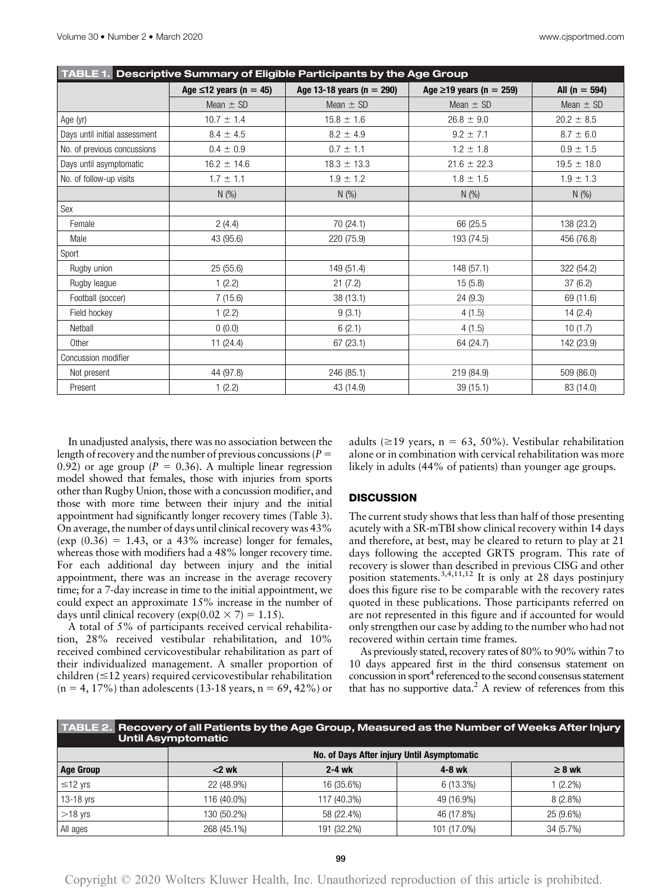**TABLE 1. Descriptive Summary of Eligible Participants by the Age Group**

| | Age ≤12 years (n = 45) | Age 13-18 years (n = 290) | Age ≥19 years (n = 259) | All (n = 594) |
|---|---|---|---|---|
| | Mean ± SD | Mean ± SD | Mean ± SD | Mean ± SD |
| Age (yr) | 10.7 ± 1.4 | 15.8 ± 1.6 | 26.8 ± 9.0 | 20.2 ± 8.5 |
| Days until initial assessment | 8.4 ± 4.5 | 8.2 ± 4.9 | 9.2 ± 7.1 | 8.7 ± 6.0 |
| No. of previous concussions | 0.4 ± 0.9 | 0.7 ± 1.1 | 1.2 ± 1.8 | 0.9 ± 1.5 |
| Days until asymptomatic | 16.2 ± 14.6 | 18.3 ± 13.3 | 21.6 ± 22.3 | 19.5 ± 18.0 |
| No. of follow-up visits | 1.7 ± 1.1 | 1.9 ± 1.2 | 1.8 ± 1.5 | 1.9 ± 1.3 |
| | N (%) | N (%) | N (%) | N (%) |
| Sex | | | | |
| Female | 2 (4.4) | 70 (24.1) | 66 (25.5 | 138 (23.2) |
| Male | 43 (95.6) | 220 (75.9) | 193 (74.5) | 456 (76.8) |
| Sport | | | | |
| Rugby union | 25 (55.6) | 149 (51.4) | 148 (57.1) | 322 (54.2) |
| Rugby league | 1 (2.2) | 21 (7.2) | 15 (5.8) | 37 (6.2) |
| Football (soccer) | 7 (15.6) | 38 (13.1) | 24 (9.3) | 69 (11.6) |
| Field hockey | 1 (2.2) | 9 (3.1) | 4 (1.5) | 14 (2.4) |
| Netball | 0 (0.0) | 6 (2.1) | 4 (1.5) | 10 (1.7) |
| Other | 11 (24.4) | 67 (23.1) | 64 (24.7) | 142 (23.9) |
| Concussion modifier | | | | |
| Not present | 44 (97.8) | 246 (85.1) | 219 (84.9) | 509 (86.0) |
| Present | 1 (2.2) | 43 (14.9) | 39 (15.1) | 83 (14.0) |

In unadjusted analysis, there was no association between the length of recovery and the number of previous concussions ($P$ = 0.92) or age group ($P$ = 0.36). A multiple linear regression model showed that females, those with injuries from sports other than Rugby Union, those with a concussion modifier, and those with more time between their injury and the initial appointment had significantly longer recovery times (Table 3). On average, the number of days until clinical recovery was 43% (exp (0.36) = 1.43, or a 43% increase) longer for females, whereas those with modifiers had a 48% longer recovery time. For each additional day between injury and the initial appointment, there was an increase in the average recovery time; for a 7-day increase in time to the initial appointment, we could expect an approximate 15% increase in the number of days until clinical recovery ($\exp(0.02 \times 7) = 1.15$).

A total of 5% of participants received cervical rehabilitation, 28% received vestibular rehabilitation, and 10% received combined cervicovestibular rehabilitation as part of their individualized management. A smaller proportion of children (≤12 years) required cervicovestibular rehabilitation (n = 4, 17%) than adolescents (13-18 years, n = 69, 42%) or adults (≥19 years, n = 63, 50%). Vestibular rehabilitation alone or in combination with cervical rehabilitation was more likely in adults (44% of patients) than younger age groups.

## DISCUSSION

The current study shows that less than half of those presenting acutely with a SR-mTBI show clinical recovery within 14 days and therefore, at best, may be cleared to return to play at 21 days following the accepted GRTS program. This rate of recovery is slower than described in previous CISG and other position statements.[3,4,11,12] It is only at 28 days postinjury does this figure rise to be comparable with the recovery rates quoted in these publications. Those participants referred on are not represented in this figure and if accounted for would only strengthen our case by adding to the number who had not recovered within certain time frames.

As previously stated, recovery rates of 80% to 90% within 7 to 10 days appeared first in the third consensus statement on concussion in sport[4] referenced to the second consensus statement that has no supportive data.[2] A review of references from this

**TABLE 2. Recovery of all Patients by the Age Group, Measured as the Number of Weeks After Injury Until Asymptomatic**

| | No. of Days After injury Until Asymptomatic | | | |
|---|---|---|---|---|
| **Age Group** | **<2 wk** | **2-4 wk** | **4-8 wk** | **≥ 8 wk** |
| ≤12 yrs | 22 (48.9%) | 16 (35.6%) | 6 (13.3%) | 1 (2.2%) |
| 13-18 yrs | 116 (40.0%) | 117 (40.3%) | 49 (16.9%) | 8 (2.8%) |
| >18 yrs | 130 (50.2%) | 58 (22.4%) | 46 (17.8%) | 25 (9.6%) |
| All ages | 268 (45.1%) | 191 (32.2%) | 101 (17.0%) | 34 (5.7%) |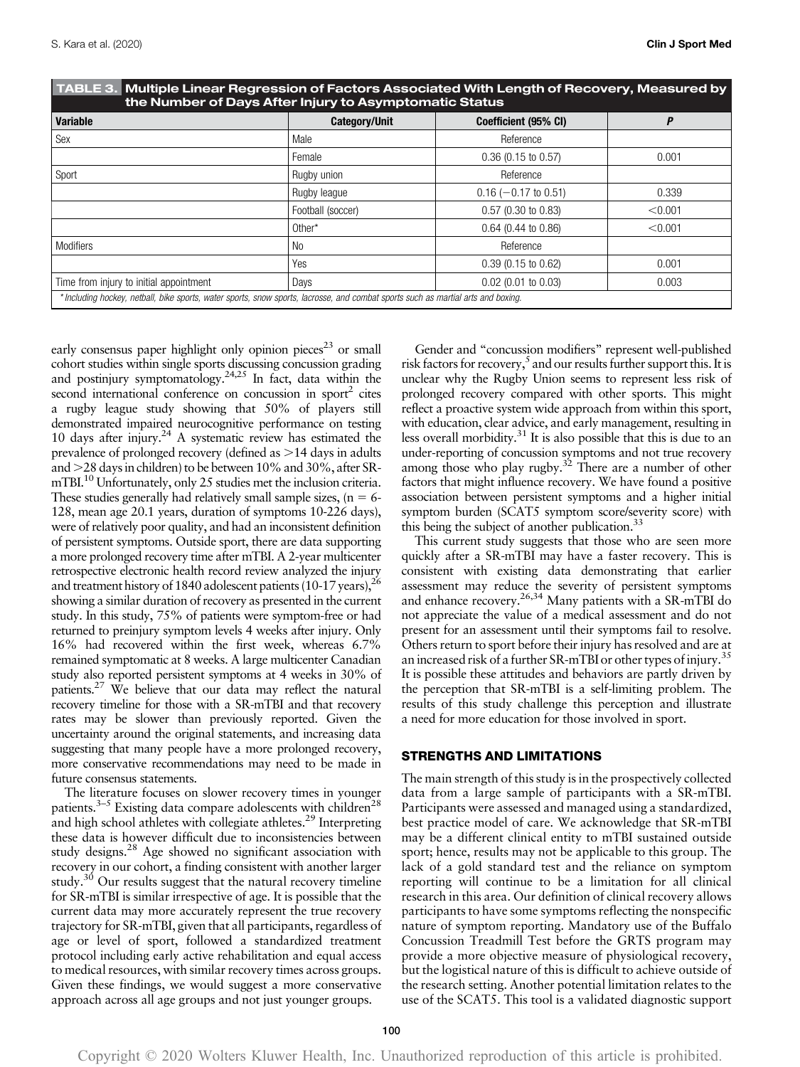**TABLE 3. Multiple Linear Regression of Factors Associated With Length of Recovery, Measured by the Number of Days After Injury to Asymptomatic Status**

| Variable | Category/Unit | Coefficient (95% CI) | P |
|---|---|---|---|
| Sex | Male | Reference | |
| | Female | 0.36 (0.15 to 0.57) | 0.001 |
| Sport | Rugby union | Reference | |
| | Rugby league | 0.16 (−0.17 to 0.51) | 0.339 |
| | Football (soccer) | 0.57 (0.30 to 0.83) | <0.001 |
| | Other* | 0.64 (0.44 to 0.86) | <0.001 |
| Modifiers | No | Reference | |
| | Yes | 0.39 (0.15 to 0.62) | 0.001 |
| Time from injury to initial appointment | Days | 0.02 (0.01 to 0.03) | 0.003 |

*Including hockey, netball, bike sports, water sports, snow sports, lacrosse, and combat sports such as martial arts and boxing.

early consensus paper highlight only opinion pieces[23] or small cohort studies within single sports discussing concussion grading and postinjury symptomatology.[24,25] In fact, data within the second international conference on concussion in sport[2] cites a rugby league study showing that 50% of players still demonstrated impaired neurocognitive performance on testing 10 days after injury.[24] A systematic review has estimated the prevalence of prolonged recovery (defined as >14 days in adults and >28 days in children) to be between 10% and 30%, after SR-mTBI.[10] Unfortunately, only 25 studies met the inclusion criteria. These studies generally had relatively small sample sizes, (n = 6-128, mean age 20.1 years, duration of symptoms 10-226 days), were of relatively poor quality, and had an inconsistent definition of persistent symptoms. Outside sport, there are data supporting a more prolonged recovery time after mTBI. A 2-year multicenter retrospective electronic health record review analyzed the injury and treatment history of 1840 adolescent patients (10-17 years),[26] showing a similar duration of recovery as presented in the current study. In this study, 75% of patients were symptom-free or had returned to preinjury symptom levels 4 weeks after injury. Only 16% had recovered within the first week, whereas 6.7% remained symptomatic at 8 weeks. A large multicenter Canadian study also reported persistent symptoms at 4 weeks in 30% of patients.[27] We believe that our data may reflect the natural recovery timeline for those with a SR-mTBI and that recovery rates may be slower than previously reported. Given the uncertainty around the original statements, and increasing data suggesting that many people have a more prolonged recovery, more conservative recommendations may need to be made in future consensus statements.

The literature focuses on slower recovery times in younger patients.[3–5] Existing data compare adolescents with children[28] and high school athletes with collegiate athletes.[29] Interpreting these data is however difficult due to inconsistencies between study designs.[28] Age showed no significant association with recovery in our cohort, a finding consistent with another larger study.[30] Our results suggest that the natural recovery timeline for SR-mTBI is similar irrespective of age. It is possible that the current data may more accurately represent the true recovery trajectory for SR-mTBI, given that all participants, regardless of age or level of sport, followed a standardized treatment protocol including early active rehabilitation and equal access to medical resources, with similar recovery times across groups. Given these findings, we would suggest a more conservative approach across all age groups and not just younger groups.

Gender and "concussion modifiers" represent well-published risk factors for recovery,[5] and our results further support this. It is unclear why the Rugby Union seems to represent less risk of prolonged recovery compared with other sports. This might reflect a proactive system wide approach from within this sport, with education, clear advice, and early management, resulting in less overall morbidity.[31] It is also possible that this is due to an under-reporting of concussion symptoms and not true recovery among those who play rugby.[32] There are a number of other factors that might influence recovery. We have found a positive association between persistent symptoms and a higher initial symptom burden (SCAT5 symptom score/severity score) with this being the subject of another publication.[33]

This current study suggests that those who are seen more quickly after a SR-mTBI may have a faster recovery. This is consistent with existing data demonstrating that earlier assessment may reduce the severity of persistent symptoms and enhance recovery.[26,34] Many patients with a SR-mTBI do not appreciate the value of a medical assessment and do not present for an assessment until their symptoms fail to resolve. Others return to sport before their injury has resolved and are at an increased risk of a further SR-mTBI or other types of injury.[35] It is possible these attitudes and behaviors are partly driven by the perception that SR-mTBI is a self-limiting problem. The results of this study challenge this perception and illustrate a need for more education for those involved in sport.

## STRENGTHS AND LIMITATIONS

The main strength of this study is in the prospectively collected data from a large sample of participants with a SR-mTBI. Participants were assessed and managed using a standardized, best practice model of care. We acknowledge that SR-mTBI may be a different clinical entity to mTBI sustained outside sport; hence, results may not be applicable to this group. The lack of a gold standard test and the reliance on symptom reporting will continue to be a limitation for all clinical research in this area. Our definition of clinical recovery allows participants to have some symptoms reflecting the nonspecific nature of symptom reporting. Mandatory use of the Buffalo Concussion Treadmill Test before the GRTS program may provide a more objective measure of physiological recovery, but the logistical nature of this is difficult to achieve outside of the research setting. Another potential limitation relates to the use of the SCAT5. This tool is a validated diagnostic support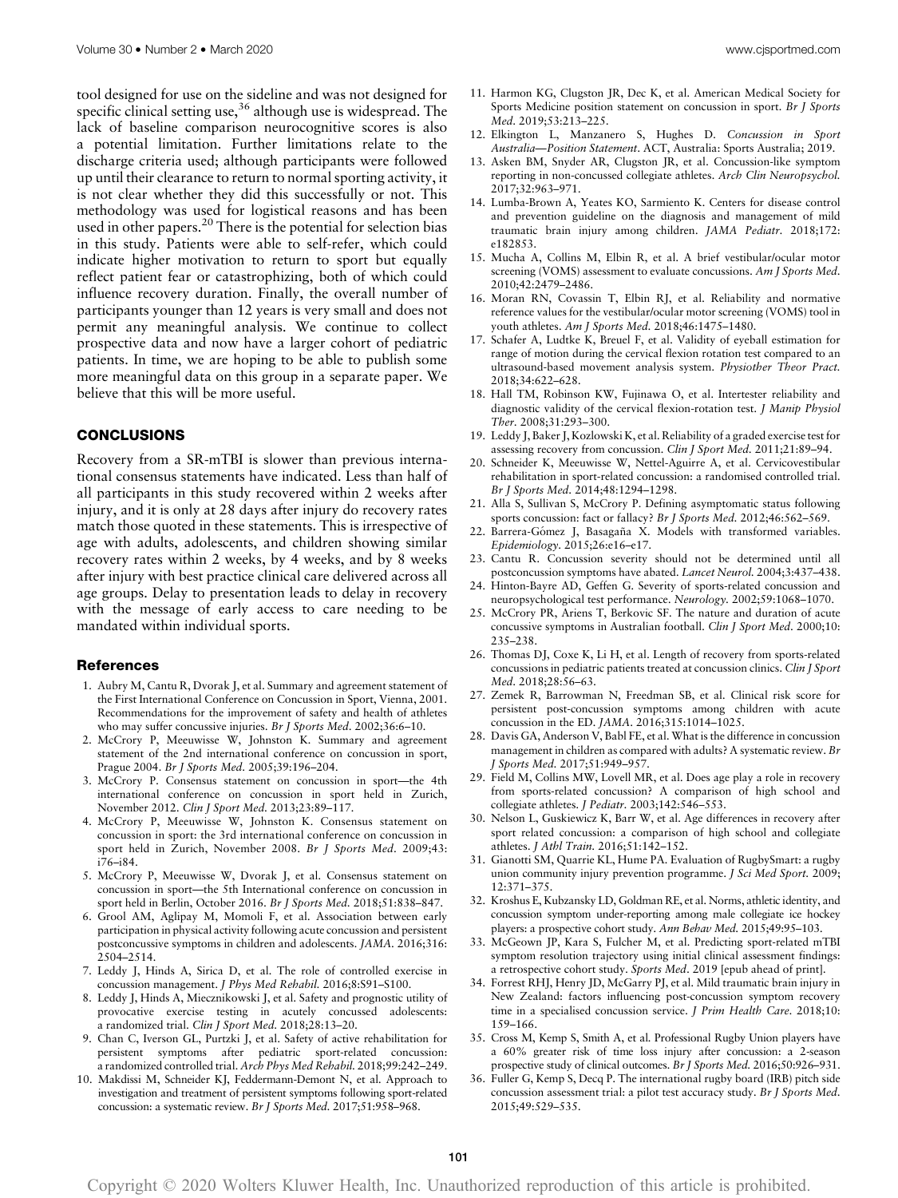tool designed for use on the sideline and was not designed for specific clinical setting use,[36] although use is widespread. The lack of baseline comparison neurocognitive scores is also a potential limitation. Further limitations relate to the discharge criteria used; although participants were followed up until their clearance to return to normal sporting activity, it is not clear whether they did this successfully or not. This methodology was used for logistical reasons and has been used in other papers.[20] There is the potential for selection bias in this study. Patients were able to self-refer, which could indicate higher motivation to return to sport but equally reflect patient fear or catastrophizing, both of which could influence recovery duration. Finally, the overall number of participants younger than 12 years is very small and does not permit any meaningful analysis. We continue to collect prospective data and now have a larger cohort of pediatric patients. In time, we are hoping to be able to publish some more meaningful data on this group in a separate paper. We believe that this will be more useful.

## CONCLUSIONS

Recovery from a SR-mTBI is slower than previous international consensus statements have indicated. Less than half of all participants in this study recovered within 2 weeks after injury, and it is only at 28 days after injury do recovery rates match those quoted in these statements. This is irrespective of age with adults, adolescents, and children showing similar recovery rates within 2 weeks, by 4 weeks, and by 8 weeks after injury with best practice clinical care delivered across all age groups. Delay to presentation leads to delay in recovery with the message of early access to care needing to be mandated within individual sports.

## References

1. Aubry M, Cantu R, Dvorak J, et al. Summary and agreement statement of the First International Conference on Concussion in Sport, Vienna, 2001. Recommendations for the improvement of safety and health of athletes who may suffer concussive injuries. *Br J Sports Med.* 2002;36:6–10.
2. McCrory P, Meeuwisse W, Johnston K. Summary and agreement statement of the 2nd international conference on concussion in sport, Prague 2004. *Br J Sports Med.* 2005;39:196–204.
3. McCrory P. Consensus statement on concussion in sport—the 4th international conference on concussion in sport held in Zurich, November 2012. *Clin J Sport Med.* 2013;23:89–117.
4. McCrory P, Meeuwisse W, Johnston K. Consensus statement on concussion in sport: the 3rd international conference on concussion in sport held in Zurich, November 2008. *Br J Sports Med.* 2009;43: i76–i84.
5. McCrory P, Meeuwisse W, Dvorak J, et al. Consensus statement on concussion in sport—the 5th International conference on concussion in sport held in Berlin, October 2016. *Br J Sports Med.* 2018;51:838–847.
6. Grool AM, Aglipay M, Momoli F, et al. Association between early participation in physical activity following acute concussion and persistent postconcussive symptoms in children and adolescents. *JAMA.* 2016;316: 2504–2514.
7. Leddy J, Hinds A, Sirica D, et al. The role of controlled exercise in concussion management. *J Phys Med Rehabil.* 2016;8:S91–S100.
8. Leddy J, Hinds A, Miecznikowski J, et al. Safety and prognostic utility of provocative exercise testing in acutely concussed adolescents: a randomized trial. *Clin J Sport Med.* 2018;28:13–20.
9. Chan C, Iverson GL, Purtzki J, et al. Safety of active rehabilitation for persistent symptoms after pediatric sport-related concussion: a randomized controlled trial. *Arch Phys Med Rehabil.* 2018;99:242–249.
10. Makdissi M, Schneider KJ, Feddermann-Demont N, et al. Approach to investigation and treatment of persistent symptoms following sport-related concussion: a systematic review. *Br J Sports Med.* 2017;51:958–968.
11. Harmon KG, Clugston JR, Dec K, et al. American Medical Society for Sports Medicine position statement on concussion in sport. *Br J Sports Med.* 2019;53:213–225.
12. Elkington L, Manzanero S, Hughes D. *Concussion in Sport Australia—Position Statement*. ACT, Australia: Sports Australia; 2019.
13. Asken BM, Snyder AR, Clugston JR, et al. Concussion-like symptom reporting in non-concussed collegiate athletes. *Arch Clin Neuropsychol.* 2017;32:963–971.
14. Lumba-Brown A, Yeates KO, Sarmiento K. Centers for disease control and prevention guideline on the diagnosis and management of mild traumatic brain injury among children. *JAMA Pediatr.* 2018;172: e182853.
15. Mucha A, Collins M, Elbin R, et al. A brief vestibular/ocular motor screening (VOMS) assessment to evaluate concussions. *Am J Sports Med.* 2010;42:2479–2486.
16. Moran RN, Covassin T, Elbin RJ, et al. Reliability and normative reference values for the vestibular/ocular motor screening (VOMS) tool in youth athletes. *Am J Sports Med.* 2018;46:1475–1480.
17. Schafer A, Ludtke K, Breuel F, et al. Validity of eyeball estimation for range of motion during the cervical flexion rotation test compared to an ultrasound-based movement analysis system. *Physiother Theor Pract.* 2018;34:622–628.
18. Hall TM, Robinson KW, Fujinawa O, et al. Intertester reliability and diagnostic validity of the cervical flexion-rotation test. *J Manip Physiol Ther.* 2008;31:293–300.
19. Leddy J, Baker J, Kozlowski K, et al. Reliability of a graded exercise test for assessing recovery from concussion. *Clin J Sport Med.* 2011;21:89–94.
20. Schneider K, Meeuwisse W, Nettel-Aguirre A, et al. Cervicovestibular rehabilitation in sport-related concussion: a randomised controlled trial. *Br J Sports Med.* 2014;48:1294–1298.
21. Alla S, Sullivan S, McCrory P. Defining asymptomatic status following sports concussion: fact or fallacy? *Br J Sports Med.* 2012;46:562–569.
22. Barrera-Gómez J, Basagaña X. Models with transformed variables. *Epidemiology.* 2015;26:e16–e17.
23. Cantu R. Concussion severity should not be determined until all postconcussion symptoms have abated. *Lancet Neurol.* 2004;3:437–438.
24. Hinton-Bayre AD, Geffen G. Severity of sports-related concussion and neuropsychological test performance. *Neurology.* 2002;59:1068–1070.
25. McCrory PR, Ariens T, Berkovic SF. The nature and duration of acute concussive symptoms in Australian football. *Clin J Sport Med.* 2000;10: 235–238.
26. Thomas DJ, Coxe K, Li H, et al. Length of recovery from sports-related concussions in pediatric patients treated at concussion clinics. *Clin J Sport Med.* 2018;28:56–63.
27. Zemek R, Barrowman N, Freedman SB, et al. Clinical risk score for persistent post-concussion symptoms among children with acute concussion in the ED. *JAMA.* 2016;315:1014–1025.
28. Davis GA, Anderson V, Babl FE, et al. What is the difference in concussion management in children as compared with adults? A systematic review. *Br J Sports Med.* 2017;51:949–957.
29. Field M, Collins MW, Lovell MR, et al. Does age play a role in recovery from sports-related concussion? A comparison of high school and collegiate athletes. *J Pediatr.* 2003;142:546–553.
30. Nelson L, Guskiewicz K, Barr W, et al. Age differences in recovery after sport related concussion: a comparison of high school and collegiate athletes. *J Athl Train.* 2016;51:142–152.
31. Gianotti SM, Quarrie KL, Hume PA. Evaluation of RugbySmart: a rugby union community injury prevention programme. *J Sci Med Sport.* 2009; 12:371–375.
32. Kroshus E, Kubzansky LD, Goldman RE, et al. Norms, athletic identity, and concussion symptom under-reporting among male collegiate ice hockey players: a prospective cohort study. *Ann Behav Med.* 2015;49:95–103.
33. McGeown JP, Kara S, Fulcher M, et al. Predicting sport-related mTBI symptom resolution trajectory using initial clinical assessment findings: a retrospective cohort study. *Sports Med.* 2019 [epub ahead of print].
34. Forrest RHJ, Henry JD, McGarry PJ, et al. Mild traumatic brain injury in New Zealand: factors influencing post-concussion symptom recovery time in a specialised concussion service. *J Prim Health Care.* 2018;10: 159–166.
35. Cross M, Kemp S, Smith A, et al. Professional Rugby Union players have a 60% greater risk of time loss injury after concussion: a 2-season prospective study of clinical outcomes. *Br J Sports Med.* 2016;50:926–931.
36. Fuller G, Kemp S, Decq P. The international rugby board (IRB) pitch side concussion assessment trial: a pilot test accuracy study. *Br J Sports Med.* 2015;49:529–535.